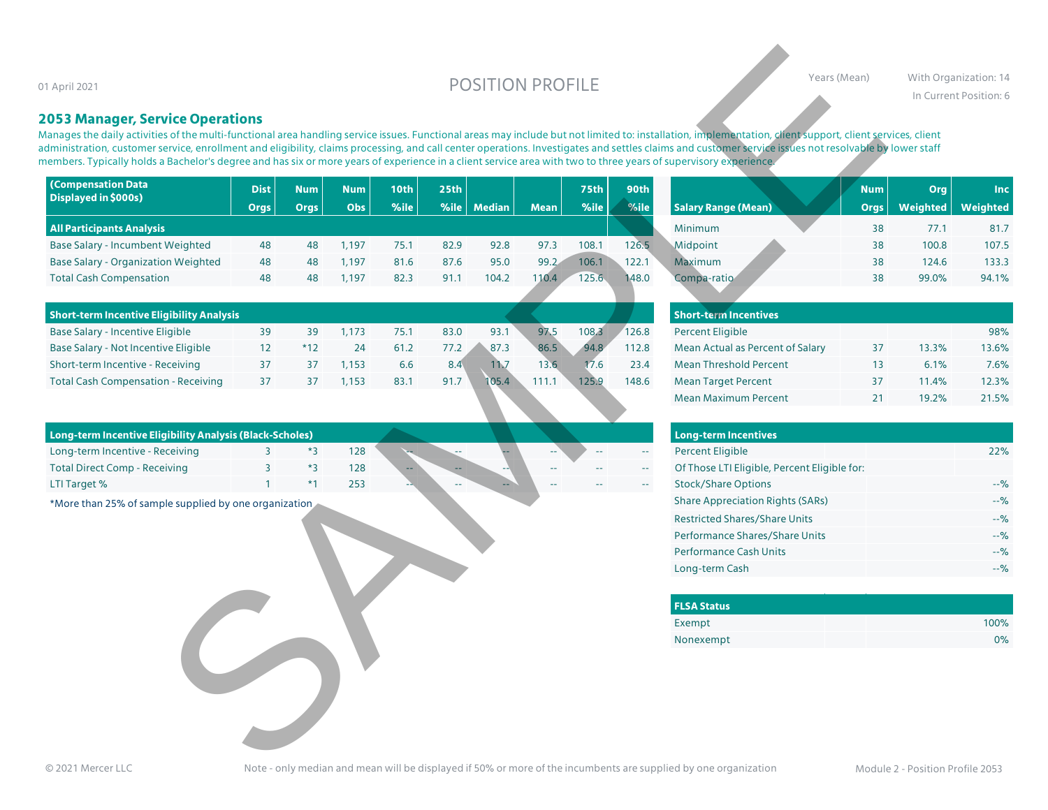01 April 2021

# POSITION PROFILE

Years (Mean) — With Organization: 14 — In Current Position: 6

## 2053 Manager, Service Operations

Manages the daily activities of the multi-functional area handling service issues. Functional areas may include but not limited to: installation, implementation, client support, client services, client administration, customer service, enrollment and eligibility, claims processing, and call center operations. Investigates and settles claims and customer service issues not resolvable by lower staff members. Typically holds a Bachelor's degree and has six or more years of experience in a client service area with two to three years of supervisory experience.

| (Compensation Data Displayed in $000s) | Dist Orgs | Num Orgs | Num Obs | 10th %ile | 25th %ile | Median | Mean | 75th %ile | 90th %ile |
|---|---|---|---|---|---|---|---|---|---|
| **All Participants Analysis** | | | | | | | | | |
| Base Salary - Incumbent Weighted | 48 | 48 | 1,197 | 75.1 | 82.9 | 92.8 | 97.3 | 108.1 | 126.5 |
| Base Salary - Organization Weighted | 48 | 48 | 1,197 | 81.6 | 87.6 | 95.0 | 99.2 | 106.1 | 122.1 |
| Total Cash Compensation | 48 | 48 | 1,197 | 82.3 | 91.1 | 104.2 | 110.4 | 125.6 | 148.0 |
| **Short-term Incentive Eligibility Analysis** | | | | | | | | | |
| Base Salary - Incentive Eligible | 39 | 39 | 1,173 | 75.1 | 83.0 | 93.1 | 97.5 | 108.3 | 126.8 |
| Base Salary - Not Incentive Eligible | 12 | *12 | 24 | 61.2 | 77.2 | 87.3 | 86.5 | 94.8 | 112.8 |
| Short-term Incentive - Receiving | 37 | 37 | 1,153 | 6.6 | 8.4 | 11.7 | 13.6 | 17.6 | 23.4 |
| Total Cash Compensation - Receiving | 37 | 37 | 1,153 | 83.1 | 91.7 | 105.4 | 111.1 | 125.9 | 148.6 |
| **Long-term Incentive Eligibility Analysis (Black-Scholes)** | | | | | | | | | |
| Long-term Incentive - Receiving | 3 | *3 | 128 | -- | -- | -- | -- | -- | -- |
| Total Direct Comp - Receiving | 3 | *3 | 128 | -- | -- | -- | -- | -- | -- |
| LTI Target % | 1 | *1 | 253 | -- | -- | -- | -- | -- | -- |

*More than 25% of sample supplied by one organization

| Salary Range (Mean) | Num Orgs | Org Weighted | Inc Weighted |
|---|---|---|---|
| Minimum | 38 | 77.1 | 81.7 |
| Midpoint | 38 | 100.8 | 107.5 |
| Maximum | 38 | 124.6 | 133.3 |
| Compa-ratio | 38 | 99.0% | 94.1% |
| **Short-term Incentives** | | | |
| Percent Eligible | | | 98% |
| Mean Actual as Percent of Salary | 37 | 13.3% | 13.6% |
| Mean Threshold Percent | 13 | 6.1% | 7.6% |
| Mean Target Percent | 37 | 11.4% | 12.3% |
| Mean Maximum Percent | 21 | 19.2% | 21.5% |

| Long-term Incentives | |
|---|---|
| Percent Eligible | 22% |
| Of Those LTI Eligible, Percent Eligible for: | |
| Stock/Share Options | --% |
| Share Appreciation Rights (SARs) | --% |
| Restricted Shares/Share Units | --% |
| Performance Shares/Share Units | --% |
| Performance Cash Units | --% |
| Long-term Cash | --% |

| FLSA Status | |
|---|---|
| Exempt | 100% |
| Nonexempt | 0% |

© 2021 Mercer LLC

Note - only median and mean will be displayed if 50% or more of the incumbents are supplied by one organization

Module 2 - Position Profile 2053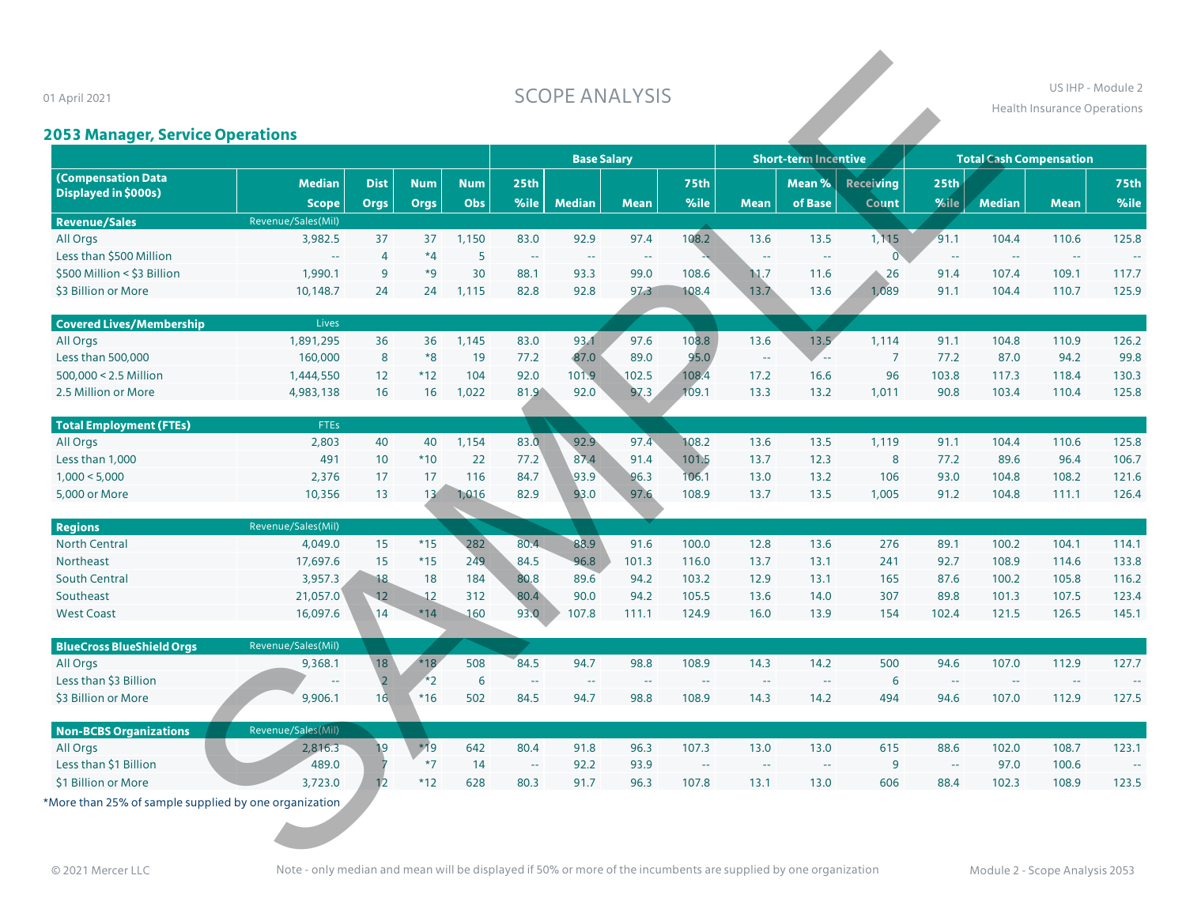# SCOPE ANALYSIS

01 April 2021

US IHP - Module 2

Health Insurance Operations

## 2053 Manager, Service Operations

| (Compensation Data Displayed in $000s) | Median Scope | Dist Orgs | Num Orgs | Num Obs | Base Salary 25th %ile | Base Salary Median | Base Salary Mean | Base Salary 75th %ile | Short-term Incentive Mean | Short-term Incentive Mean % of Base | Short-term Incentive Receiving Count | Total Cash Compensation 25th %ile | Total Cash Compensation Median | Total Cash Compensation Mean | Total Cash Compensation 75th %ile |
|---|---|---|---|---|---|---|---|---|---|---|---|---|---|---|---|
| **Revenue/Sales** | Revenue/Sales(Mil) | | | | | | | | | | | | | | |
| All Orgs | 3,982.5 | 37 | 37 | 1,150 | 83.0 | 92.9 | 97.4 | 108.2 | 13.6 | 13.5 | 1,115 | 91.1 | 104.4 | 110.6 | 125.8 |
| Less than $500 Million | -- | 4 | *4 | 5 | -- | -- | -- | -- | -- | -- | 0 | -- | -- | -- | -- |
| $500 Million < $3 Billion | 1,990.1 | 9 | *9 | 30 | 88.1 | 93.3 | 99.0 | 108.6 | 11.7 | 11.6 | 26 | 91.4 | 107.4 | 109.1 | 117.7 |
| $3 Billion or More | 10,148.7 | 24 | 24 | 1,115 | 82.8 | 92.8 | 97.3 | 108.4 | 13.7 | 13.6 | 1,089 | 91.1 | 104.4 | 110.7 | 125.9 |
| **Covered Lives/Membership** | Lives | | | | | | | | | | | | | | |
| All Orgs | 1,891,295 | 36 | 36 | 1,145 | 83.0 | 93.1 | 97.6 | 108.8 | 13.6 | 13.5 | 1,114 | 91.1 | 104.8 | 110.9 | 126.2 |
| Less than 500,000 | 160,000 | 8 | *8 | 19 | 77.2 | 87.0 | 89.0 | 95.0 | -- | -- | 7 | 77.2 | 87.0 | 94.2 | 99.8 |
| 500,000 < 2.5 Million | 1,444,550 | 12 | *12 | 104 | 92.0 | 101.9 | 102.5 | 108.4 | 17.2 | 16.6 | 96 | 103.8 | 117.3 | 118.4 | 130.3 |
| 2.5 Million or More | 4,983,138 | 16 | 16 | 1,022 | 81.9 | 92.0 | 97.3 | 109.1 | 13.3 | 13.2 | 1,011 | 90.8 | 103.4 | 110.4 | 125.8 |
| **Total Employment (FTEs)** | FTEs | | | | | | | | | | | | | | |
| All Orgs | 2,803 | 40 | 40 | 1,154 | 83.0 | 92.9 | 97.4 | 108.2 | 13.6 | 13.5 | 1,119 | 91.1 | 104.4 | 110.6 | 125.8 |
| Less than 1,000 | 491 | 10 | *10 | 22 | 77.2 | 87.4 | 91.4 | 101.5 | 13.7 | 12.3 | 8 | 77.2 | 89.6 | 96.4 | 106.7 |
| 1,000 < 5,000 | 2,376 | 17 | 17 | 116 | 84.7 | 93.9 | 96.3 | 106.1 | 13.0 | 13.2 | 106 | 93.0 | 104.8 | 108.2 | 121.6 |
| 5,000 or More | 10,356 | 13 | 13 | 1,016 | 82.9 | 93.0 | 97.6 | 108.9 | 13.7 | 13.5 | 1,005 | 91.2 | 104.8 | 111.1 | 126.4 |
| **Regions** | Revenue/Sales(Mil) | | | | | | | | | | | | | | |
| North Central | 4,049.0 | 15 | *15 | 282 | 80.4 | 88.9 | 91.6 | 100.0 | 12.8 | 13.6 | 276 | 89.1 | 100.2 | 104.1 | 114.1 |
| Northeast | 17,697.6 | 15 | *15 | 249 | 84.5 | 96.8 | 101.3 | 116.0 | 13.7 | 13.1 | 241 | 92.7 | 108.9 | 114.6 | 133.8 |
| South Central | 3,957.3 | 18 | 18 | 184 | 80.8 | 89.6 | 94.2 | 103.2 | 12.9 | 13.1 | 165 | 87.6 | 100.2 | 105.8 | 116.2 |
| Southeast | 21,057.0 | 12 | 12 | 312 | 80.4 | 90.0 | 94.2 | 105.5 | 13.6 | 14.0 | 307 | 89.8 | 101.3 | 107.5 | 123.4 |
| West Coast | 16,097.6 | 14 | *14 | 160 | 93.0 | 107.8 | 111.1 | 124.9 | 16.0 | 13.9 | 154 | 102.4 | 121.5 | 126.5 | 145.1 |
| **BlueCross BlueShield Orgs** | Revenue/Sales(Mil) | | | | | | | | | | | | | | |
| All Orgs | 9,368.1 | 18 | *18 | 508 | 84.5 | 94.7 | 98.8 | 108.9 | 14.3 | 14.2 | 500 | 94.6 | 107.0 | 112.9 | 127.7 |
| Less than $3 Billion | -- | 2 | *2 | 6 | -- | -- | -- | -- | -- | -- | 6 | -- | -- | -- | -- |
| $3 Billion or More | 9,906.1 | 16 | *16 | 502 | 84.5 | 94.7 | 98.8 | 108.9 | 14.3 | 14.2 | 494 | 94.6 | 107.0 | 112.9 | 127.5 |
| **Non-BCBS Organizations** | Revenue/Sales(Mil) | | | | | | | | | | | | | | |
| All Orgs | 2,816.3 | 19 | *19 | 642 | 80.4 | 91.8 | 96.3 | 107.3 | 13.0 | 13.0 | 615 | 88.6 | 102.0 | 108.7 | 123.1 |
| Less than $1 Billion | 489.0 | 7 | *7 | 14 | -- | 92.2 | 93.9 | -- | -- | -- | 9 | -- | 97.0 | 100.6 | -- |
| $1 Billion or More | 3,723.0 | 12 | *12 | 628 | 80.3 | 91.7 | 96.3 | 107.8 | 13.1 | 13.0 | 606 | 88.4 | 102.3 | 108.9 | 123.5 |

*More than 25% of sample supplied by one organization

© 2021 Mercer LLC

Note - only median and mean will be displayed if 50% or more of the incumbents are supplied by one organization

Module 2 - Scope Analysis 2053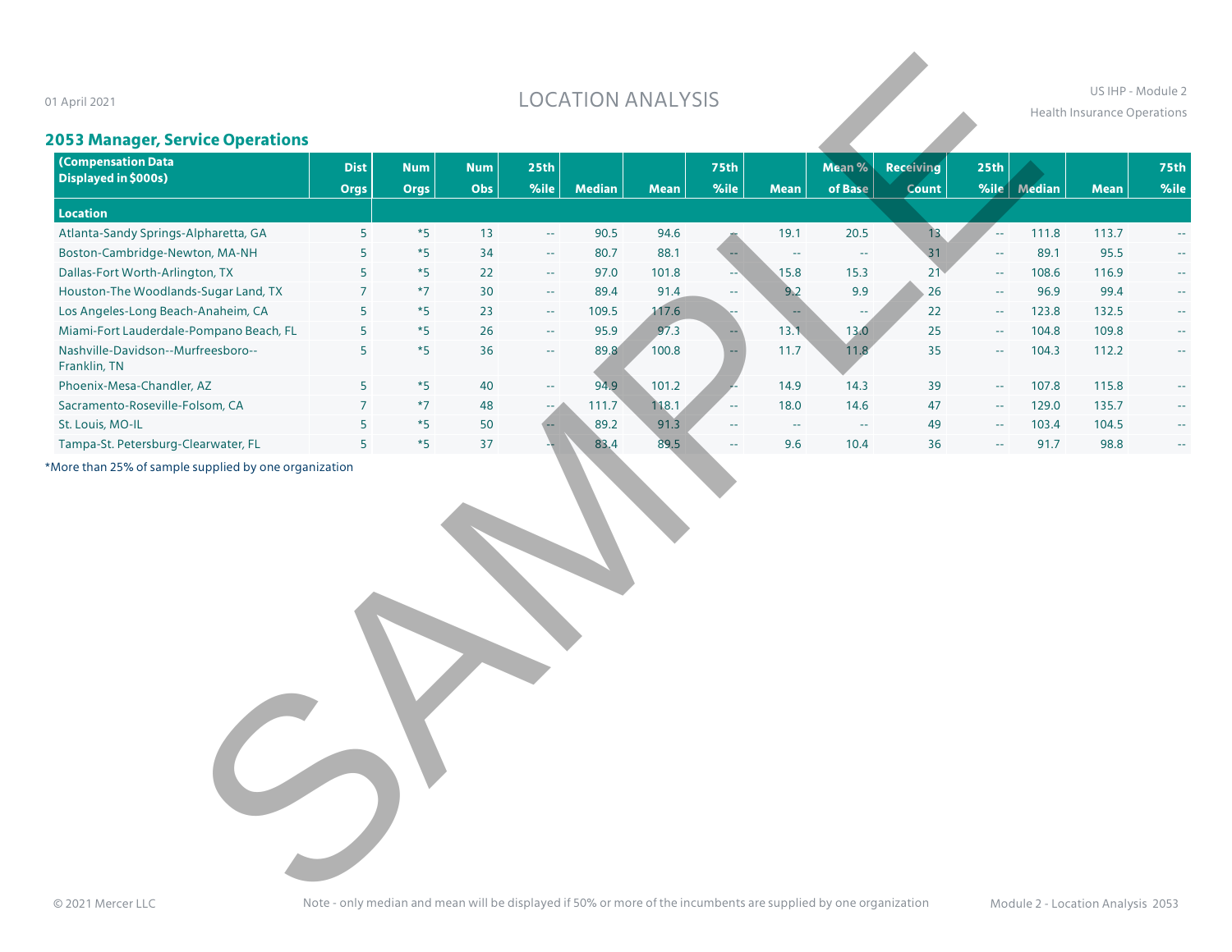# LOCATION ANALYSIS

## 2053 Manager, Service Operations

| (Compensation Data Displayed in $000s) | Dist Orgs | Num Orgs | Num Obs | 25th %ile | Median | Mean | 75th %ile | Mean | Mean % of Base | Receiving Count | 25th %ile | Median | Mean | 75th %ile |
|---|---|---|---|---|---|---|---|---|---|---|---|---|---|---|
| **Location** | | | | | | | | | | | | | | |
| Atlanta-Sandy Springs-Alpharetta, GA | 5 | *5 | 13 | -- | 90.5 | 94.6 | -- | 19.1 | 20.5 | 13 | -- | 111.8 | 113.7 | -- |
| Boston-Cambridge-Newton, MA-NH | 5 | *5 | 34 | -- | 80.7 | 88.1 | -- | -- | -- | 31 | -- | 89.1 | 95.5 | -- |
| Dallas-Fort Worth-Arlington, TX | 5 | *5 | 22 | -- | 97.0 | 101.8 | -- | 15.8 | 15.3 | 21 | -- | 108.6 | 116.9 | -- |
| Houston-The Woodlands-Sugar Land, TX | 7 | *7 | 30 | -- | 89.4 | 91.4 | -- | 9.2 | 9.9 | 26 | -- | 96.9 | 99.4 | -- |
| Los Angeles-Long Beach-Anaheim, CA | 5 | *5 | 23 | -- | 109.5 | 117.6 | -- | -- | -- | 22 | -- | 123.8 | 132.5 | -- |
| Miami-Fort Lauderdale-Pompano Beach, FL | 5 | *5 | 26 | -- | 95.9 | 97.3 | -- | 13.1 | 13.0 | 25 | -- | 104.8 | 109.8 | -- |
| Nashville-Davidson--Murfreesboro--Franklin, TN | 5 | *5 | 36 | -- | 89.8 | 100.8 | -- | 11.7 | 11.8 | 35 | -- | 104.3 | 112.2 | -- |
| Phoenix-Mesa-Chandler, AZ | 5 | *5 | 40 | -- | 94.9 | 101.2 | -- | 14.9 | 14.3 | 39 | -- | 107.8 | 115.8 | -- |
| Sacramento-Roseville-Folsom, CA | 7 | *7 | 48 | -- | 111.7 | 118.1 | -- | 18.0 | 14.6 | 47 | -- | 129.0 | 135.7 | -- |
| St. Louis, MO-IL | 5 | *5 | 50 | -- | 89.2 | 91.3 | -- | -- | -- | 49 | -- | 103.4 | 104.5 | -- |
| Tampa-St. Petersburg-Clearwater, FL | 5 | *5 | 37 | -- | 83.4 | 89.5 | -- | 9.6 | 10.4 | 36 | -- | 91.7 | 98.8 | -- |

*More than 25% of sample supplied by one organization

Note - only median and mean will be displayed if 50% or more of the incumbents are supplied by one organization